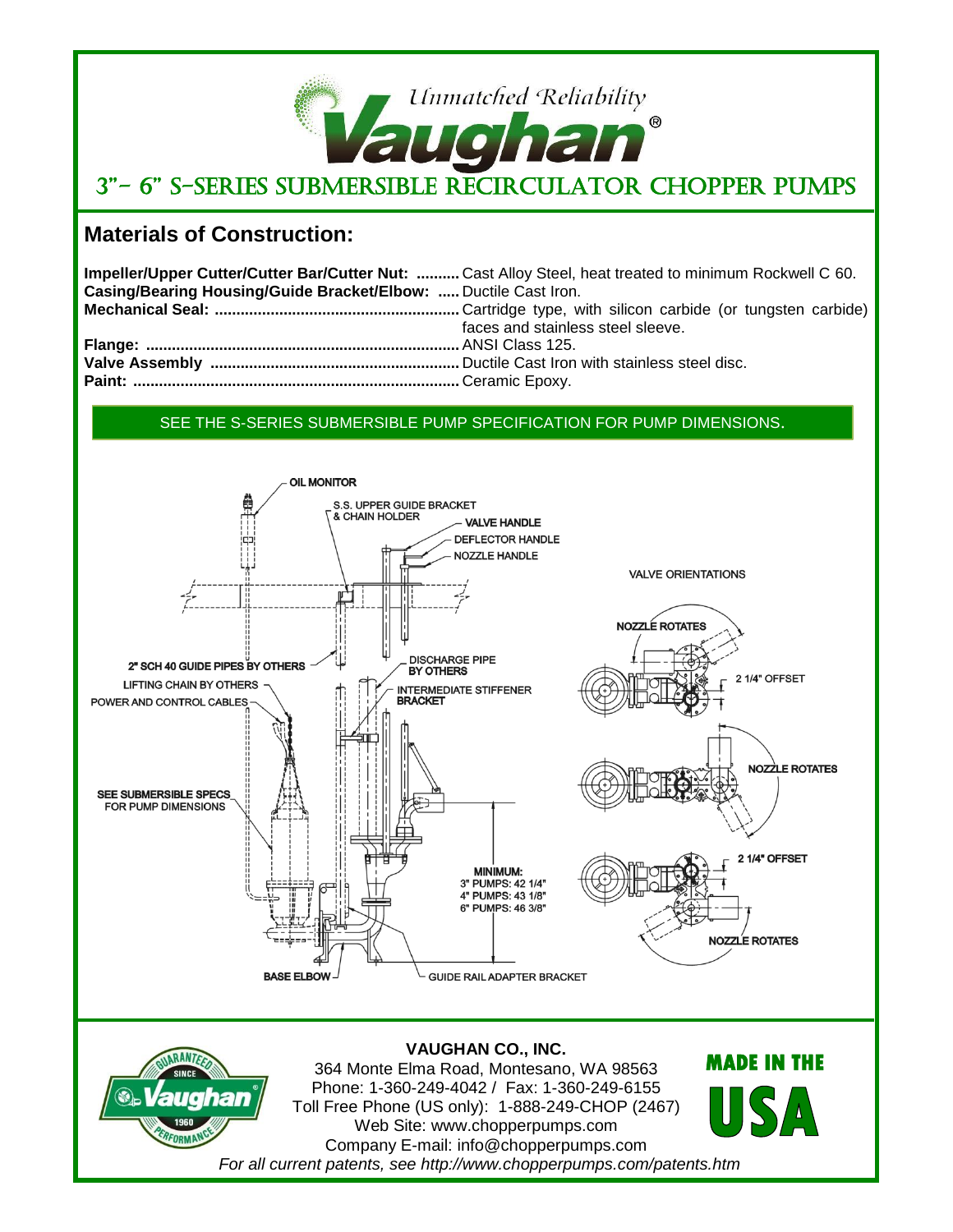Unmatched Reliability

**Vaughan**®

# 3"- 6" S-SERIES SUBMERSIBLE RECIRCULATOR CHOPPER PUMPS

## Materials of Construction:

**Impeller/Upper Cutter/Cutter Bar/Cutter Nut:** .......... Cast Alloy Steel, heat treated to minimum Rockwell C 60.
**Casing/Bearing Housing/Guide Bracket/Elbow:** ..... Ductile Cast Iron.
**Mechanical Seal:** ........................................................ Cartridge type, with silicon carbide (or tungsten carbide) faces and stainless steel sleeve.
**Flange:** ........................................................................ ANSI Class 125.
**Valve Assembly** .......................................................... Ductile Cast Iron with stainless steel disc.
**Paint:** .......................................................................... Ceramic Epoxy.

SEE THE S-SERIES SUBMERSIBLE PUMP SPECIFICATION FOR PUMP DIMENSIONS.

OIL MONITOR
S.S. UPPER GUIDE BRACKET & CHAIN HOLDER
VALVE HANDLE
DEFLECTOR HANDLE
NOZZLE HANDLE
2" SCH 40 GUIDE PIPES BY OTHERS
DISCHARGE PIPE BY OTHERS
LIFTING CHAIN BY OTHERS
POWER AND CONTROL CABLES
INTERMEDIATE STIFFENER BRACKET
SEE SUBMERSIBLE SPECS FOR PUMP DIMENSIONS
MINIMUM:
3" PUMPS: 42 1/4"
4" PUMPS: 43 1/8"
6" PUMPS: 46 3/8"
BASE ELBOW
GUIDE RAIL ADAPTER BRACKET

VALVE ORIENTATIONS
NOZZLE ROTATES
2 1/4" OFFSET
NOZZLE ROTATES
2 1/4" OFFSET
NOZZLE ROTATES

**VAUGHAN CO., INC.**
364 Monte Elma Road, Montesano, WA 98563
Phone: 1-360-249-4042 / Fax: 1-360-249-6155
Toll Free Phone (US only): 1-888-249-CHOP (2467)
Web Site: www.chopperpumps.com
Company E-mail: info@chopperpumps.com
*For all current patents, see http://www.chopperpumps.com/patents.htm*

GUARANTEED PERFORMANCE SINCE 1960 Vaughan®

MADE IN THE USA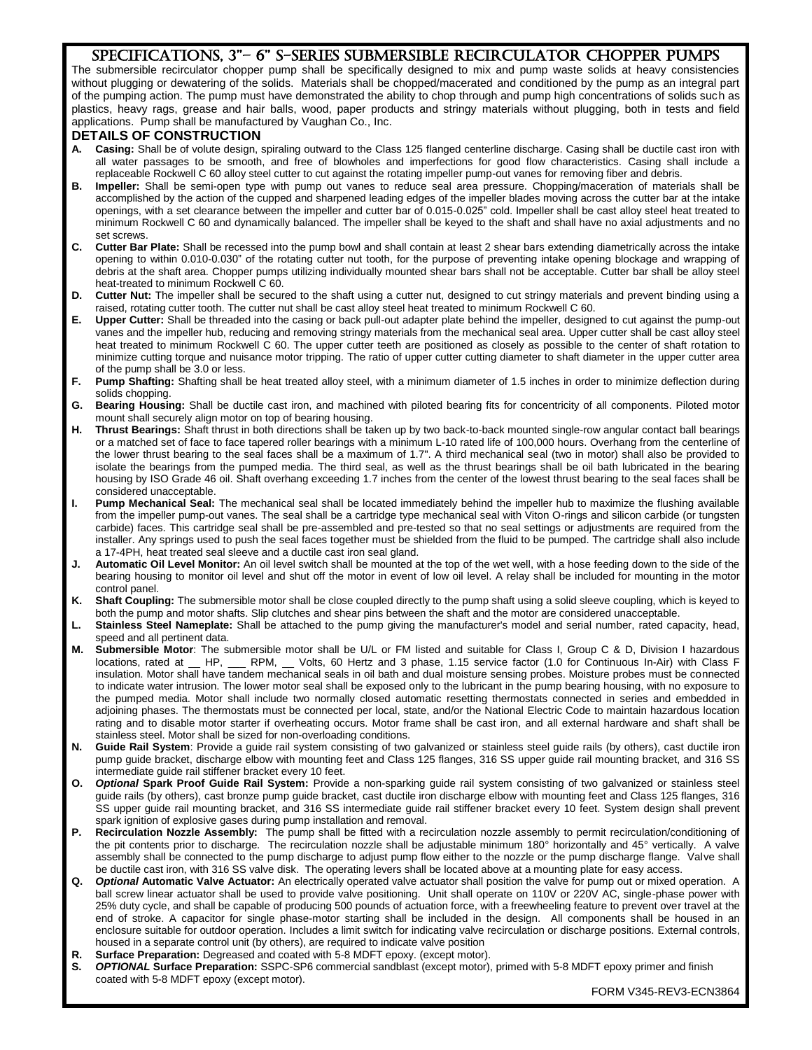# SPECIFICATIONS, 3"- 6" S-SERIES SUBMERSIBLE RECIRCULATOR CHOPPER PUMPS

The submersible recirculator chopper pump shall be specifically designed to mix and pump waste solids at heavy consistencies without plugging or dewatering of the solids. Materials shall be chopped/macerated and conditioned by the pump as an integral part of the pumping action. The pump must have demonstrated the ability to chop through and pump high concentrations of solids such as plastics, heavy rags, grease and hair balls, wood, paper products and stringy materials without plugging, both in tests and field applications. Pump shall be manufactured by Vaughan Co., Inc.

## DETAILS OF CONSTRUCTION

**A. Casing:** Shall be of volute design, spiraling outward to the Class 125 flanged centerline discharge. Casing shall be ductile cast iron with all water passages to be smooth, and free of blowholes and imperfections for good flow characteristics. Casing shall include a replaceable Rockwell C 60 alloy steel cutter to cut against the rotating impeller pump-out vanes for removing fiber and debris.

**B. Impeller:** Shall be semi-open type with pump out vanes to reduce seal area pressure. Chopping/maceration of materials shall be accomplished by the action of the cupped and sharpened leading edges of the impeller blades moving across the cutter bar at the intake openings, with a set clearance between the impeller and cutter bar of 0.015-0.025" cold. Impeller shall be cast alloy steel heat treated to minimum Rockwell C 60 and dynamically balanced. The impeller shall be keyed to the shaft and shall have no axial adjustments and no set screws.

**C. Cutter Bar Plate:** Shall be recessed into the pump bowl and shall contain at least 2 shear bars extending diametrically across the intake opening to within 0.010-0.030" of the rotating cutter nut tooth, for the purpose of preventing intake opening blockage and wrapping of debris at the shaft area. Chopper pumps utilizing individually mounted shear bars shall not be acceptable. Cutter bar shall be alloy steel heat-treated to minimum Rockwell C 60.

**D. Cutter Nut:** The impeller shall be secured to the shaft using a cutter nut, designed to cut stringy materials and prevent binding using a raised, rotating cutter tooth. The cutter nut shall be cast alloy steel heat treated to minimum Rockwell C 60.

**E. Upper Cutter:** Shall be threaded into the casing or back pull-out adapter plate behind the impeller, designed to cut against the pump-out vanes and the impeller hub, reducing and removing stringy materials from the mechanical seal area. Upper cutter shall be cast alloy steel heat treated to minimum Rockwell C 60. The upper cutter teeth are positioned as closely as possible to the center of shaft rotation to minimize cutting torque and nuisance motor tripping. The ratio of upper cutter cutting diameter to shaft diameter in the upper cutter area of the pump shall be 3.0 or less.

**F. Pump Shafting:** Shafting shall be heat treated alloy steel, with a minimum diameter of 1.5 inches in order to minimize deflection during solids chopping.

**G. Bearing Housing:** Shall be ductile cast iron, and machined with piloted bearing fits for concentricity of all components. Piloted motor mount shall securely align motor on top of bearing housing.

**H. Thrust Bearings:** Shaft thrust in both directions shall be taken up by two back-to-back mounted single-row angular contact ball bearings or a matched set of face to face tapered roller bearings with a minimum L-10 rated life of 100,000 hours. Overhang from the centerline of the lower thrust bearing to the seal faces shall be a maximum of 1.7". A third mechanical seal (two in motor) shall also be provided to isolate the bearings from the pumped media. The third seal, as well as the thrust bearings shall be oil bath lubricated in the bearing housing by ISO Grade 46 oil. Shaft overhang exceeding 1.7 inches from the center of the lowest thrust bearing to the seal faces shall be considered unacceptable.

**I. Pump Mechanical Seal:** The mechanical seal shall be located immediately behind the impeller hub to maximize the flushing available from the impeller pump-out vanes. The seal shall be a cartridge type mechanical seal with Viton O-rings and silicon carbide (or tungsten carbide) faces. This cartridge seal shall be pre-assembled and pre-tested so that no seal settings or adjustments are required from the installer. Any springs used to push the seal faces together must be shielded from the fluid to be pumped. The cartridge shall also include a 17-4PH, heat treated seal sleeve and a ductile cast iron seal gland.

**J. Automatic Oil Level Monitor:** An oil level switch shall be mounted at the top of the wet well, with a hose feeding down to the side of the bearing housing to monitor oil level and shut off the motor in event of low oil level. A relay shall be included for mounting in the motor control panel.

**K. Shaft Coupling:** The submersible motor shall be close coupled directly to the pump shaft using a solid sleeve coupling, which is keyed to both the pump and motor shafts. Slip clutches and shear pins between the shaft and the motor are considered unacceptable.

**L. Stainless Steel Nameplate:** Shall be attached to the pump giving the manufacturer's model and serial number, rated capacity, head, speed and all pertinent data.

**M. Submersible Motor**: The submersible motor shall be U/L or FM listed and suitable for Class I, Group C & D, Division I hazardous locations, rated at __ HP, ___ RPM, __ Volts, 60 Hertz and 3 phase, 1.15 service factor (1.0 for Continuous In-Air) with Class F insulation. Motor shall have tandem mechanical seals in oil bath and dual moisture sensing probes. Moisture probes must be connected to indicate water intrusion. The lower motor seal shall be exposed only to the lubricant in the pump bearing housing, with no exposure to the pumped media. Motor shall include two normally closed automatic resetting thermostats connected in series and embedded in adjoining phases. The thermostats must be connected per local, state, and/or the National Electric Code to maintain hazardous location rating and to disable motor starter if overheating occurs. Motor frame shall be cast iron, and all external hardware and shaft shall be stainless steel. Motor shall be sized for non-overloading conditions.

**N. Guide Rail System**: Provide a guide rail system consisting of two galvanized or stainless steel guide rails (by others), cast ductile iron pump guide bracket, discharge elbow with mounting feet and Class 125 flanges, 316 SS upper guide rail mounting bracket, and 316 SS intermediate guide rail stiffener bracket every 10 feet.

**O. *Optional* Spark Proof Guide Rail System:** Provide a non-sparking guide rail system consisting of two galvanized or stainless steel guide rails (by others), cast bronze pump guide bracket, cast ductile iron discharge elbow with mounting feet and Class 125 flanges, 316 SS upper guide rail mounting bracket, and 316 SS intermediate guide rail stiffener bracket every 10 feet. System design shall prevent spark ignition of explosive gases during pump installation and removal.

**P. Recirculation Nozzle Assembly:** The pump shall be fitted with a recirculation nozzle assembly to permit recirculation/conditioning of the pit contents prior to discharge. The recirculation nozzle shall be adjustable minimum 180° horizontally and 45° vertically. A valve assembly shall be connected to the pump discharge to adjust pump flow either to the nozzle or the pump discharge flange. Valve shall be ductile cast iron, with 316 SS valve disk. The operating levers shall be located above at a mounting plate for easy access.

**Q. *Optional* Automatic Valve Actuator:** An electrically operated valve actuator shall position the valve for pump out or mixed operation. A ball screw linear actuator shall be used to provide valve positioning. Unit shall operate on 110V or 220V AC, single-phase power with 25% duty cycle, and shall be capable of producing 500 pounds of actuation force, with a freewheeling feature to prevent over travel at the end of stroke. A capacitor for single phase-motor starting shall be included in the design. All components shall be housed in an enclosure suitable for outdoor operation. Includes a limit switch for indicating valve recirculation or discharge positions. External controls, housed in a separate control unit (by others), are required to indicate valve position

**R. Surface Preparation:** Degreased and coated with 5-8 MDFT epoxy. (except motor).

**S. *OPTIONAL* Surface Preparation:** SSPC-SP6 commercial sandblast (except motor), primed with 5-8 MDFT epoxy primer and finish coated with 5-8 MDFT epoxy (except motor).

FORM V345-REV3-ECN3864